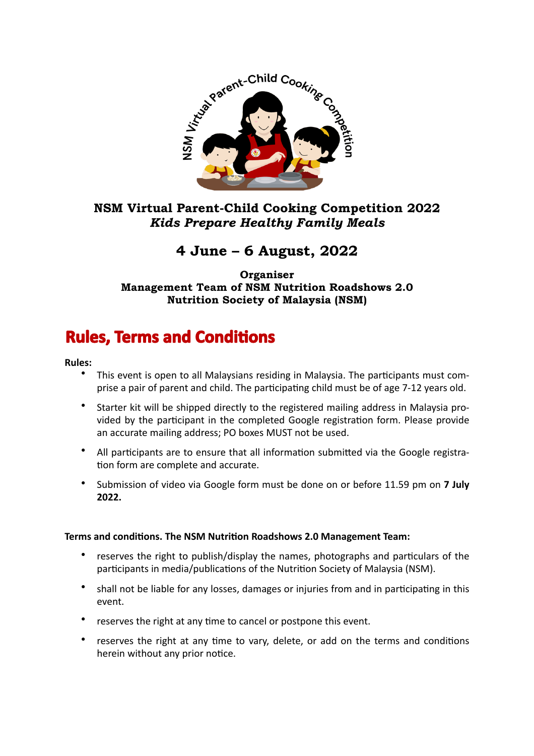**NSM Virtual Parent-Child Cooking Competition 2022**
***Kids Prepare Healthy Family Meals***

## 4 June – 6 August, 2022

**Organiser**
**Management Team of NSM Nutrition Roadshows 2.0**
**Nutrition Society of Malaysia (NSM)**

# Rules, Terms and Conditions

**Rules:**

- This event is open to all Malaysians residing in Malaysia. The participants must comprise a pair of parent and child. The participating child must be of age 7-12 years old.
- Starter kit will be shipped directly to the registered mailing address in Malaysia provided by the participant in the completed Google registration form. Please provide an accurate mailing address; PO boxes MUST not be used.
- All participants are to ensure that all information submitted via the Google registration form are complete and accurate.
- Submission of video via Google form must be done on or before 11.59 pm on **7 July 2022.**

**Terms and conditions. The NSM Nutrition Roadshows 2.0 Management Team:**

- reserves the right to publish/display the names, photographs and particulars of the participants in media/publications of the Nutrition Society of Malaysia (NSM).
- shall not be liable for any losses, damages or injuries from and in participating in this event.
- reserves the right at any time to cancel or postpone this event.
- reserves the right at any time to vary, delete, or add on the terms and conditions herein without any prior notice.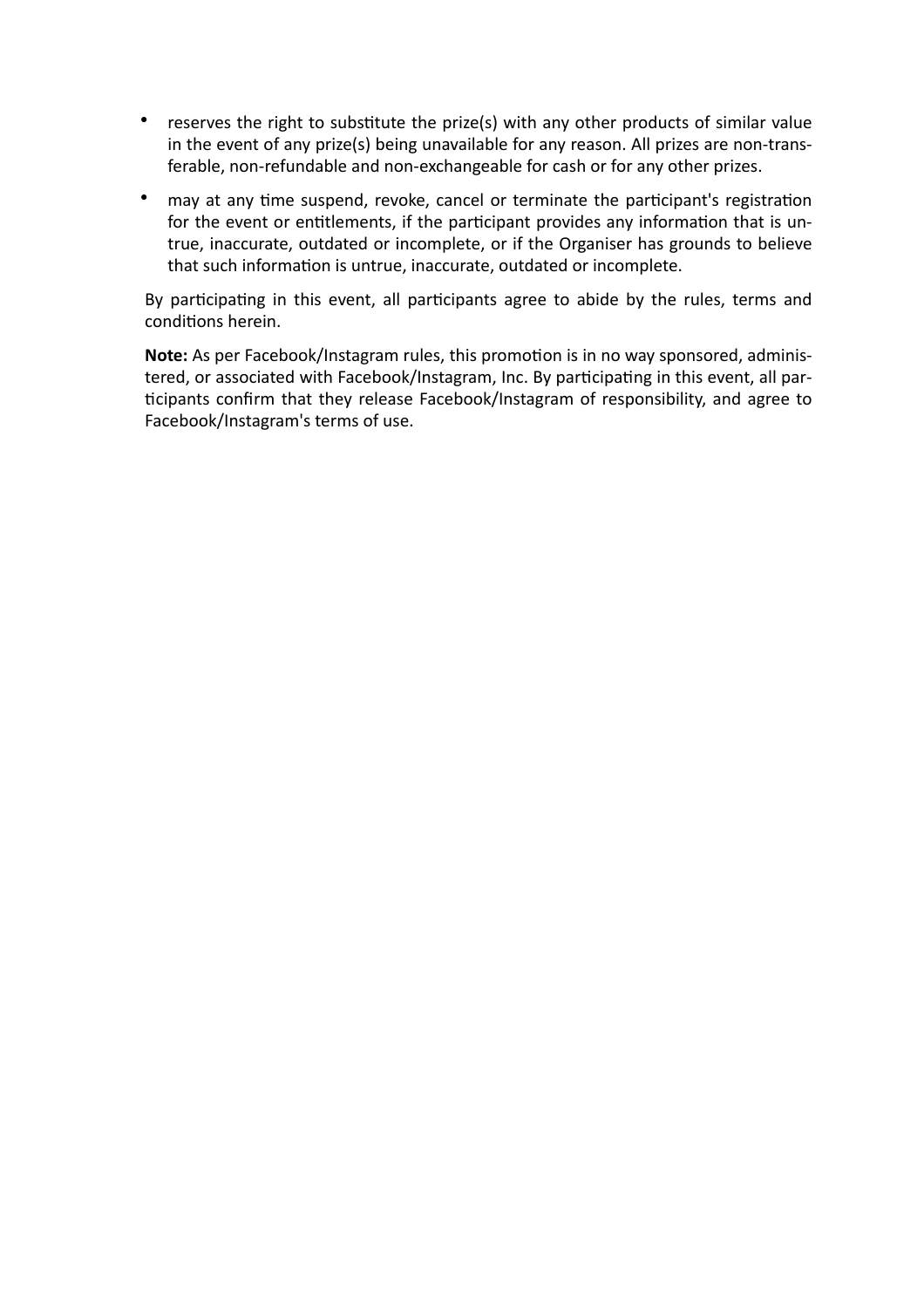- reserves the right to substitute the prize(s) with any other products of similar value in the event of any prize(s) being unavailable for any reason. All prizes are non-transferable, non-refundable and non-exchangeable for cash or for any other prizes.
- may at any time suspend, revoke, cancel or terminate the participant's registration for the event or entitlements, if the participant provides any information that is untrue, inaccurate, outdated or incomplete, or if the Organiser has grounds to believe that such information is untrue, inaccurate, outdated or incomplete.

By participating in this event, all participants agree to abide by the rules, terms and conditions herein.

**Note:** As per Facebook/Instagram rules, this promotion is in no way sponsored, administered, or associated with Facebook/Instagram, Inc. By participating in this event, all participants confirm that they release Facebook/Instagram of responsibility, and agree to Facebook/Instagram's terms of use.